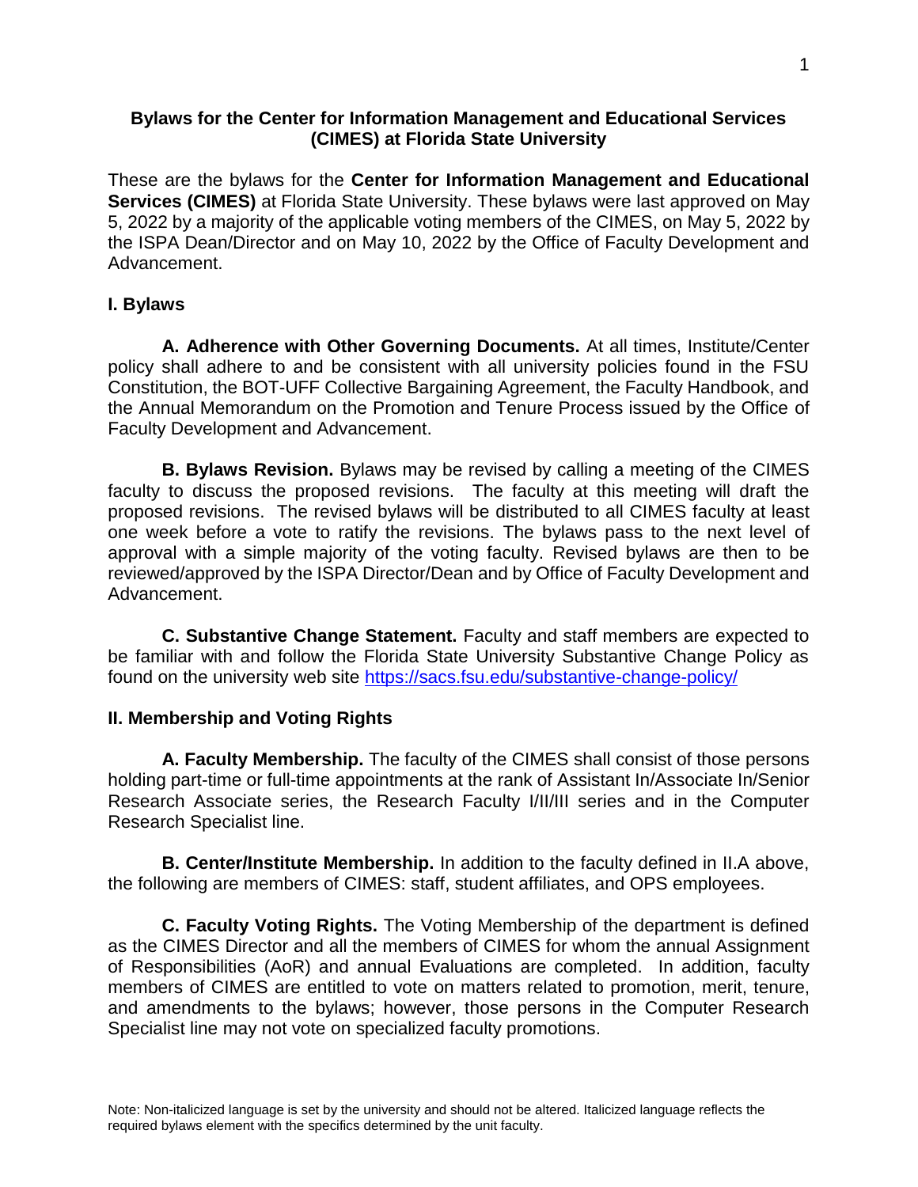**Bylaws for the Center for Information Management and Educational Services (CIMES) at Florida State University**

These are the bylaws for the **Center for Information Management and Educational Services (CIMES)** at Florida State University. These bylaws were last approved on May 5, 2022 by a majority of the applicable voting members of the CIMES, on May 5, 2022 by the ISPA Dean/Director and on May 10, 2022 by the Office of Faculty Development and Advancement.

## I. Bylaws

**A. Adherence with Other Governing Documents.** At all times, Institute/Center policy shall adhere to and be consistent with all university policies found in the FSU Constitution, the BOT-UFF Collective Bargaining Agreement, the Faculty Handbook, and the Annual Memorandum on the Promotion and Tenure Process issued by the Office of Faculty Development and Advancement.

**B. Bylaws Revision.** Bylaws may be revised by calling a meeting of the CIMES faculty to discuss the proposed revisions. The faculty at this meeting will draft the proposed revisions. The revised bylaws will be distributed to all CIMES faculty at least one week before a vote to ratify the revisions. The bylaws pass to the next level of approval with a simple majority of the voting faculty. Revised bylaws are then to be reviewed/approved by the ISPA Director/Dean and by Office of Faculty Development and Advancement.

**C. Substantive Change Statement.** Faculty and staff members are expected to be familiar with and follow the Florida State University Substantive Change Policy as found on the university web site https://sacs.fsu.edu/substantive-change-policy/

## II. Membership and Voting Rights

**A. Faculty Membership.** The faculty of the CIMES shall consist of those persons holding part-time or full-time appointments at the rank of Assistant In/Associate In/Senior Research Associate series, the Research Faculty I/II/III series and in the Computer Research Specialist line.

**B. Center/Institute Membership.** In addition to the faculty defined in II.A above, the following are members of CIMES: staff, student affiliates, and OPS employees.

**C. Faculty Voting Rights.** The Voting Membership of the department is defined as the CIMES Director and all the members of CIMES for whom the annual Assignment of Responsibilities (AoR) and annual Evaluations are completed. In addition, faculty members of CIMES are entitled to vote on matters related to promotion, merit, tenure, and amendments to the bylaws; however, those persons in the Computer Research Specialist line may not vote on specialized faculty promotions.

Note: Non-italicized language is set by the university and should not be altered. Italicized language reflects the required bylaws element with the specifics determined by the unit faculty.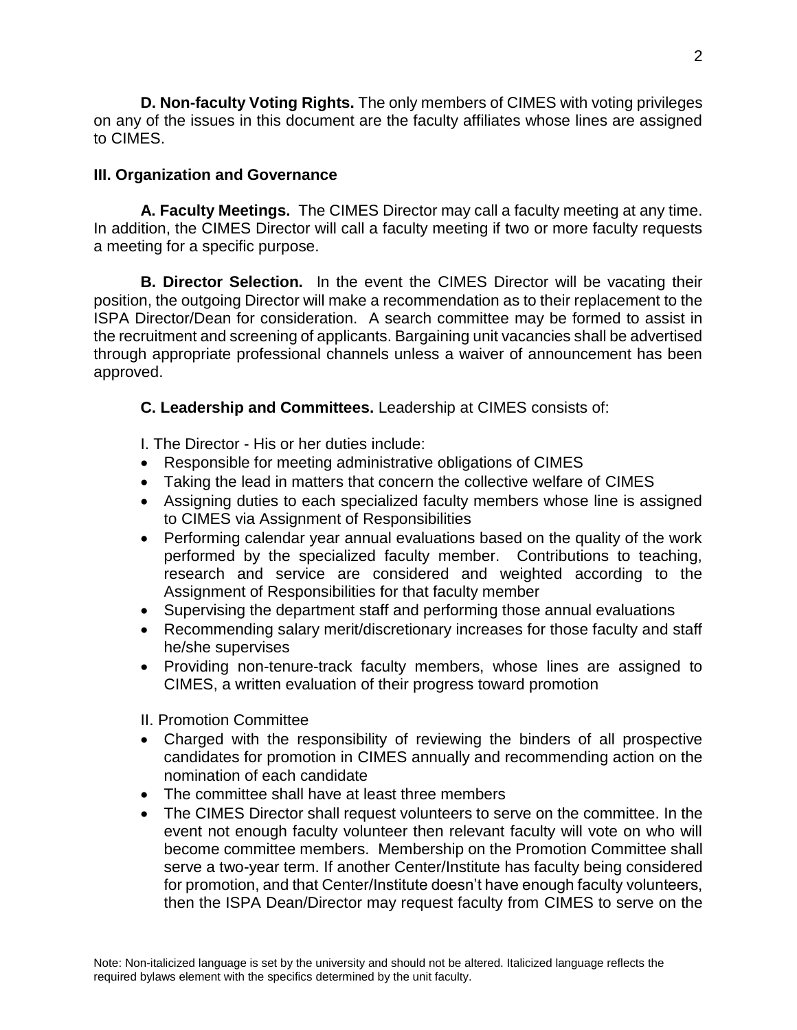**D. Non-faculty Voting Rights.** The only members of CIMES with voting privileges on any of the issues in this document are the faculty affiliates whose lines are assigned to CIMES.

**III. Organization and Governance**

**A. Faculty Meetings.** The CIMES Director may call a faculty meeting at any time. In addition, the CIMES Director will call a faculty meeting if two or more faculty requests a meeting for a specific purpose.

**B. Director Selection.** In the event the CIMES Director will be vacating their position, the outgoing Director will make a recommendation as to their replacement to the ISPA Director/Dean for consideration. A search committee may be formed to assist in the recruitment and screening of applicants. Bargaining unit vacancies shall be advertised through appropriate professional channels unless a waiver of announcement has been approved.

**C. Leadership and Committees.** Leadership at CIMES consists of:

I. The Director - His or her duties include:

- Responsible for meeting administrative obligations of CIMES
- Taking the lead in matters that concern the collective welfare of CIMES
- Assigning duties to each specialized faculty members whose line is assigned to CIMES via Assignment of Responsibilities
- Performing calendar year annual evaluations based on the quality of the work performed by the specialized faculty member. Contributions to teaching, research and service are considered and weighted according to the Assignment of Responsibilities for that faculty member
- Supervising the department staff and performing those annual evaluations
- Recommending salary merit/discretionary increases for those faculty and staff he/she supervises
- Providing non-tenure-track faculty members, whose lines are assigned to CIMES, a written evaluation of their progress toward promotion

II. Promotion Committee

- Charged with the responsibility of reviewing the binders of all prospective candidates for promotion in CIMES annually and recommending action on the nomination of each candidate
- The committee shall have at least three members
- The CIMES Director shall request volunteers to serve on the committee. In the event not enough faculty volunteer then relevant faculty will vote on who will become committee members. Membership on the Promotion Committee shall serve a two-year term. If another Center/Institute has faculty being considered for promotion, and that Center/Institute doesn't have enough faculty volunteers, then the ISPA Dean/Director may request faculty from CIMES to serve on the

Note: Non-italicized language is set by the university and should not be altered. Italicized language reflects the required bylaws element with the specifics determined by the unit faculty.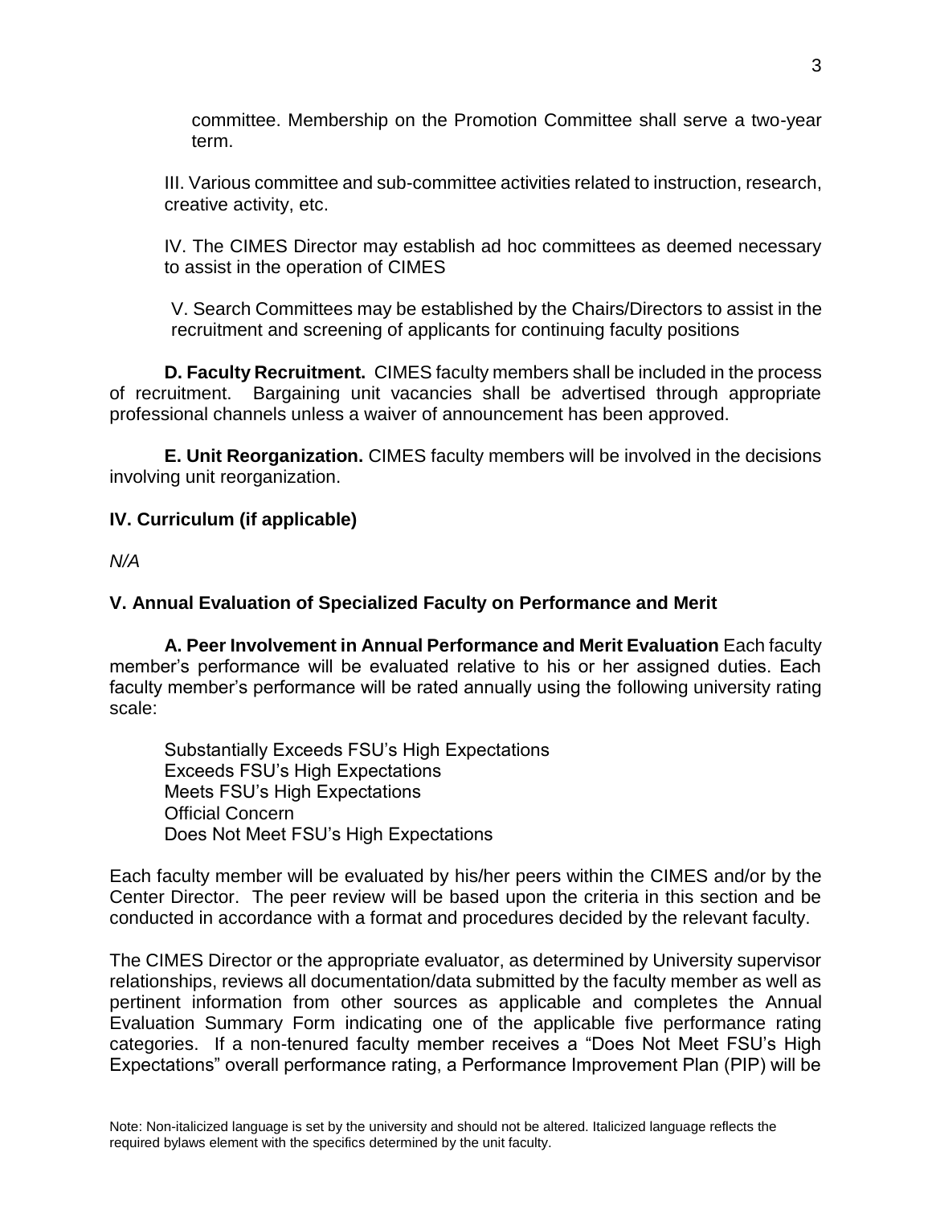committee. Membership on the Promotion Committee shall serve a two-year term.

III. Various committee and sub-committee activities related to instruction, research, creative activity, etc.

IV. The CIMES Director may establish ad hoc committees as deemed necessary to assist in the operation of CIMES

V. Search Committees may be established by the Chairs/Directors to assist in the recruitment and screening of applicants for continuing faculty positions

**D. Faculty Recruitment.** CIMES faculty members shall be included in the process of recruitment. Bargaining unit vacancies shall be advertised through appropriate professional channels unless a waiver of announcement has been approved.

**E. Unit Reorganization.** CIMES faculty members will be involved in the decisions involving unit reorganization.

## IV. Curriculum (if applicable)

*N/A*

## V. Annual Evaluation of Specialized Faculty on Performance and Merit

**A. Peer Involvement in Annual Performance and Merit Evaluation** Each faculty member's performance will be evaluated relative to his or her assigned duties. Each faculty member's performance will be rated annually using the following university rating scale:

Substantially Exceeds FSU's High Expectations
Exceeds FSU's High Expectations
Meets FSU's High Expectations
Official Concern
Does Not Meet FSU's High Expectations

Each faculty member will be evaluated by his/her peers within the CIMES and/or by the Center Director. The peer review will be based upon the criteria in this section and be conducted in accordance with a format and procedures decided by the relevant faculty.

The CIMES Director or the appropriate evaluator, as determined by University supervisor relationships, reviews all documentation/data submitted by the faculty member as well as pertinent information from other sources as applicable and completes the Annual Evaluation Summary Form indicating one of the applicable five performance rating categories. If a non-tenured faculty member receives a "Does Not Meet FSU's High Expectations" overall performance rating, a Performance Improvement Plan (PIP) will be

Note: Non-italicized language is set by the university and should not be altered. Italicized language reflects the required bylaws element with the specifics determined by the unit faculty.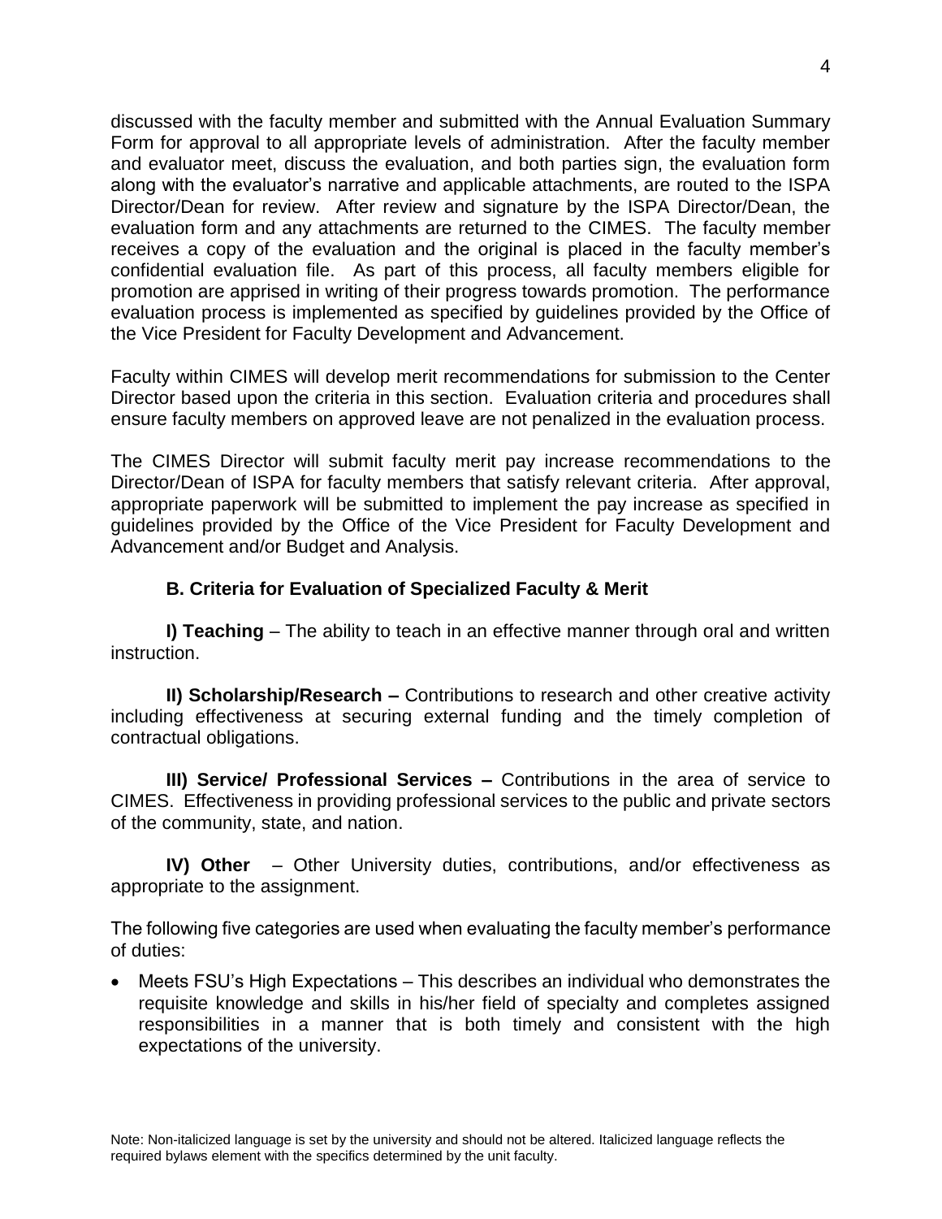discussed with the faculty member and submitted with the Annual Evaluation Summary Form for approval to all appropriate levels of administration. After the faculty member and evaluator meet, discuss the evaluation, and both parties sign, the evaluation form along with the evaluator's narrative and applicable attachments, are routed to the ISPA Director/Dean for review. After review and signature by the ISPA Director/Dean, the evaluation form and any attachments are returned to the CIMES. The faculty member receives a copy of the evaluation and the original is placed in the faculty member's confidential evaluation file. As part of this process, all faculty members eligible for promotion are apprised in writing of their progress towards promotion. The performance evaluation process is implemented as specified by guidelines provided by the Office of the Vice President for Faculty Development and Advancement.

Faculty within CIMES will develop merit recommendations for submission to the Center Director based upon the criteria in this section. Evaluation criteria and procedures shall ensure faculty members on approved leave are not penalized in the evaluation process.

The CIMES Director will submit faculty merit pay increase recommendations to the Director/Dean of ISPA for faculty members that satisfy relevant criteria. After approval, appropriate paperwork will be submitted to implement the pay increase as specified in guidelines provided by the Office of the Vice President for Faculty Development and Advancement and/or Budget and Analysis.

### B. Criteria for Evaluation of Specialized Faculty & Merit

**I) Teaching** – The ability to teach in an effective manner through oral and written instruction.

**II) Scholarship/Research –** Contributions to research and other creative activity including effectiveness at securing external funding and the timely completion of contractual obligations.

**III) Service/ Professional Services –** Contributions in the area of service to CIMES. Effectiveness in providing professional services to the public and private sectors of the community, state, and nation.

**IV) Other** – Other University duties, contributions, and/or effectiveness as appropriate to the assignment.

The following five categories are used when evaluating the faculty member's performance of duties:

- Meets FSU's High Expectations – This describes an individual who demonstrates the requisite knowledge and skills in his/her field of specialty and completes assigned responsibilities in a manner that is both timely and consistent with the high expectations of the university.

Note: Non-italicized language is set by the university and should not be altered. Italicized language reflects the required bylaws element with the specifics determined by the unit faculty.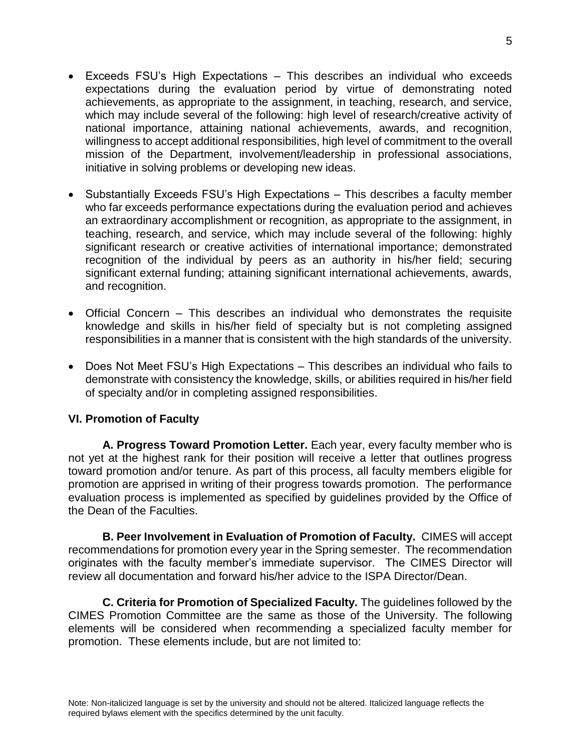- Exceeds FSU's High Expectations – This describes an individual who exceeds expectations during the evaluation period by virtue of demonstrating noted achievements, as appropriate to the assignment, in teaching, research, and service, which may include several of the following: high level of research/creative activity of national importance, attaining national achievements, awards, and recognition, willingness to accept additional responsibilities, high level of commitment to the overall mission of the Department, involvement/leadership in professional associations, initiative in solving problems or developing new ideas.

- Substantially Exceeds FSU's High Expectations – This describes a faculty member who far exceeds performance expectations during the evaluation period and achieves an extraordinary accomplishment or recognition, as appropriate to the assignment, in teaching, research, and service, which may include several of the following: highly significant research or creative activities of international importance; demonstrated recognition of the individual by peers as an authority in his/her field; securing significant external funding; attaining significant international achievements, awards, and recognition.

- Official Concern – This describes an individual who demonstrates the requisite knowledge and skills in his/her field of specialty but is not completing assigned responsibilities in a manner that is consistent with the high standards of the university.

- Does Not Meet FSU's High Expectations – This describes an individual who fails to demonstrate with consistency the knowledge, skills, or abilities required in his/her field of specialty and/or in completing assigned responsibilities.

### VI. Promotion of Faculty

**A. Progress Toward Promotion Letter.** Each year, every faculty member who is not yet at the highest rank for their position will receive a letter that outlines progress toward promotion and/or tenure. As part of this process, all faculty members eligible for promotion are apprised in writing of their progress towards promotion. The performance evaluation process is implemented as specified by guidelines provided by the Office of the Dean of the Faculties.

**B. Peer Involvement in Evaluation of Promotion of Faculty.** CIMES will accept recommendations for promotion every year in the Spring semester. The recommendation originates with the faculty member's immediate supervisor. The CIMES Director will review all documentation and forward his/her advice to the ISPA Director/Dean.

**C. Criteria for Promotion of Specialized Faculty.** The guidelines followed by the CIMES Promotion Committee are the same as those of the University. The following elements will be considered when recommending a specialized faculty member for promotion. These elements include, but are not limited to:

Note: Non-italicized language is set by the university and should not be altered. Italicized language reflects the required bylaws element with the specifics determined by the unit faculty.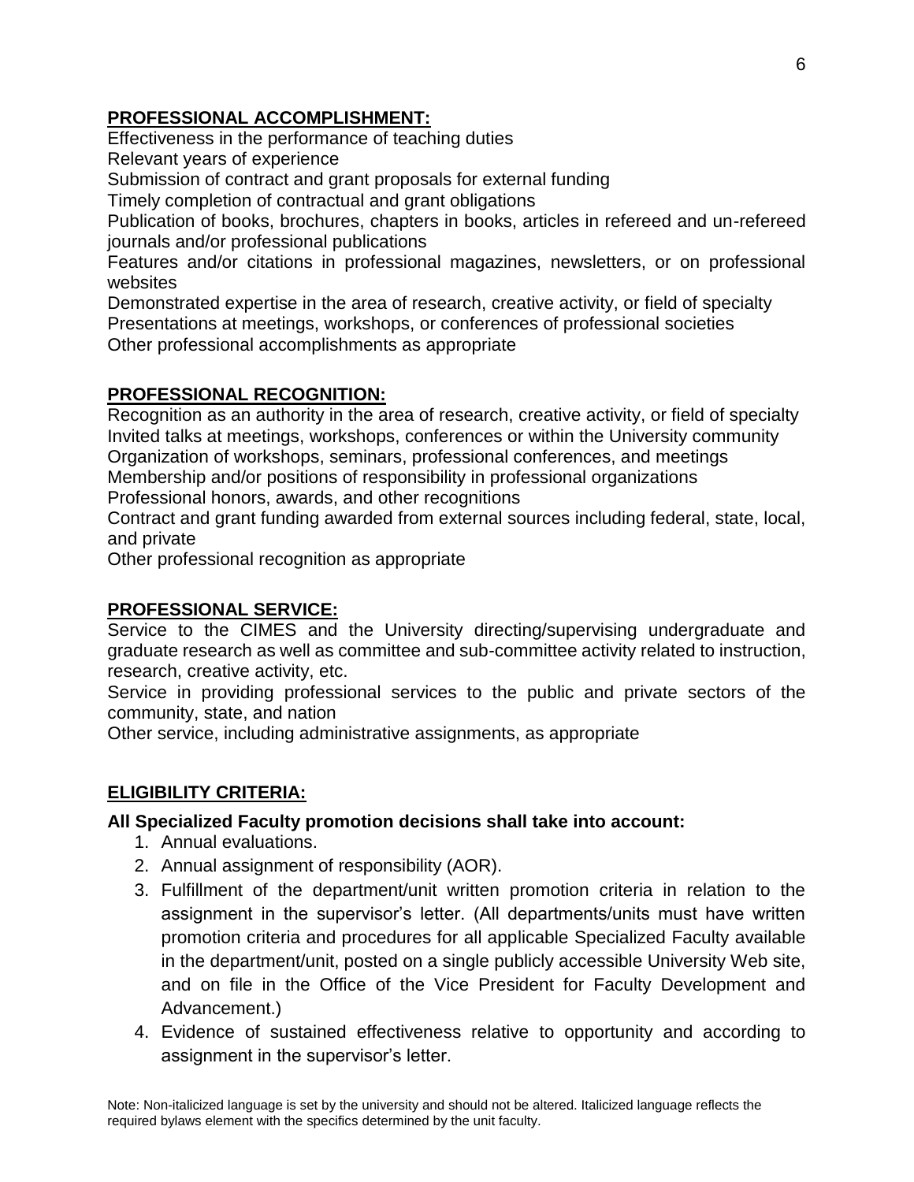**PROFESSIONAL ACCOMPLISHMENT:**

Effectiveness in the performance of teaching duties
Relevant years of experience
Submission of contract and grant proposals for external funding
Timely completion of contractual and grant obligations
Publication of books, brochures, chapters in books, articles in refereed and un-refereed journals and/or professional publications
Features and/or citations in professional magazines, newsletters, or on professional websites
Demonstrated expertise in the area of research, creative activity, or field of specialty
Presentations at meetings, workshops, or conferences of professional societies
Other professional accomplishments as appropriate

**PROFESSIONAL RECOGNITION:**

Recognition as an authority in the area of research, creative activity, or field of specialty
Invited talks at meetings, workshops, conferences or within the University community
Organization of workshops, seminars, professional conferences, and meetings
Membership and/or positions of responsibility in professional organizations
Professional honors, awards, and other recognitions
Contract and grant funding awarded from external sources including federal, state, local, and private
Other professional recognition as appropriate

**PROFESSIONAL SERVICE:**

Service to the CIMES and the University directing/supervising undergraduate and graduate research as well as committee and sub-committee activity related to instruction, research, creative activity, etc.
Service in providing professional services to the public and private sectors of the community, state, and nation
Other service, including administrative assignments, as appropriate

**ELIGIBILITY CRITERIA:**

**All Specialized Faculty promotion decisions shall take into account:**

1. Annual evaluations.
2. Annual assignment of responsibility (AOR).
3. Fulfillment of the department/unit written promotion criteria in relation to the assignment in the supervisor's letter. (All departments/units must have written promotion criteria and procedures for all applicable Specialized Faculty available in the department/unit, posted on a single publicly accessible University Web site, and on file in the Office of the Vice President for Faculty Development and Advancement.)
4. Evidence of sustained effectiveness relative to opportunity and according to assignment in the supervisor's letter.

Note: Non-italicized language is set by the university and should not be altered. Italicized language reflects the required bylaws element with the specifics determined by the unit faculty.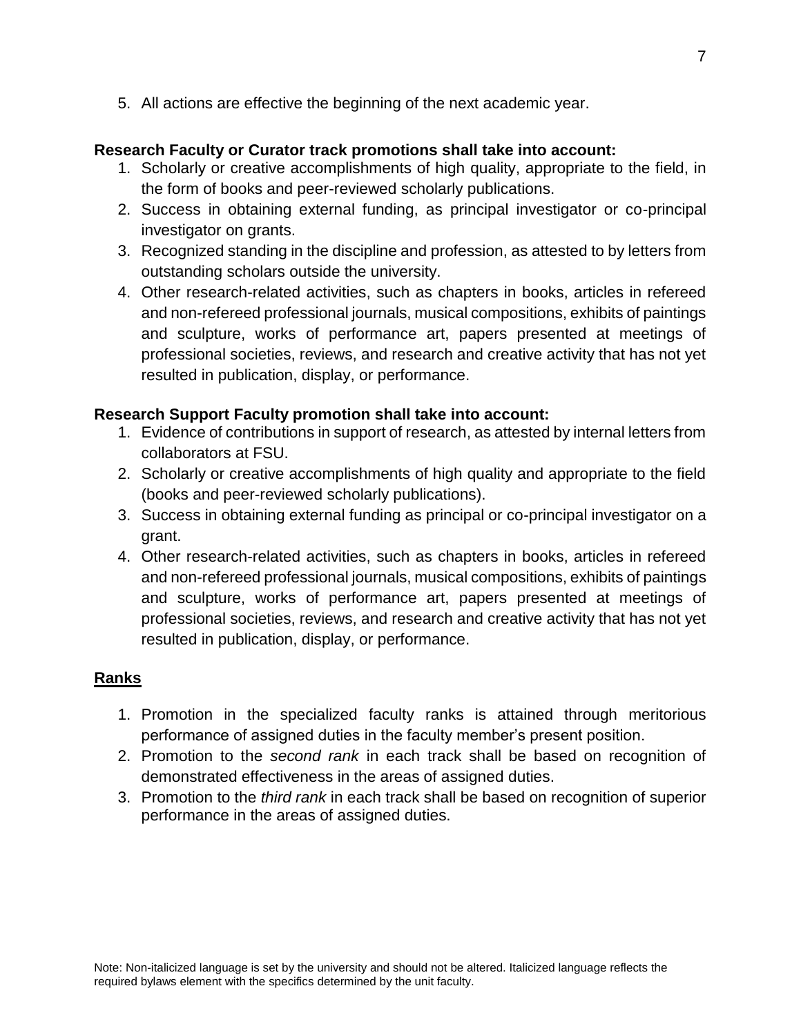5. All actions are effective the beginning of the next academic year.

**Research Faculty or Curator track promotions shall take into account:**

1. Scholarly or creative accomplishments of high quality, appropriate to the field, in the form of books and peer-reviewed scholarly publications.
2. Success in obtaining external funding, as principal investigator or co-principal investigator on grants.
3. Recognized standing in the discipline and profession, as attested to by letters from outstanding scholars outside the university.
4. Other research-related activities, such as chapters in books, articles in refereed and non-refereed professional journals, musical compositions, exhibits of paintings and sculpture, works of performance art, papers presented at meetings of professional societies, reviews, and research and creative activity that has not yet resulted in publication, display, or performance.

**Research Support Faculty promotion shall take into account:**

1. Evidence of contributions in support of research, as attested by internal letters from collaborators at FSU.
2. Scholarly or creative accomplishments of high quality and appropriate to the field (books and peer-reviewed scholarly publications).
3. Success in obtaining external funding as principal or co-principal investigator on a grant.
4. Other research-related activities, such as chapters in books, articles in refereed and non-refereed professional journals, musical compositions, exhibits of paintings and sculpture, works of performance art, papers presented at meetings of professional societies, reviews, and research and creative activity that has not yet resulted in publication, display, or performance.

## Ranks

1. Promotion in the specialized faculty ranks is attained through meritorious performance of assigned duties in the faculty member's present position.
2. Promotion to the *second rank* in each track shall be based on recognition of demonstrated effectiveness in the areas of assigned duties.
3. Promotion to the *third rank* in each track shall be based on recognition of superior performance in the areas of assigned duties.

Note: Non-italicized language is set by the university and should not be altered. Italicized language reflects the required bylaws element with the specifics determined by the unit faculty.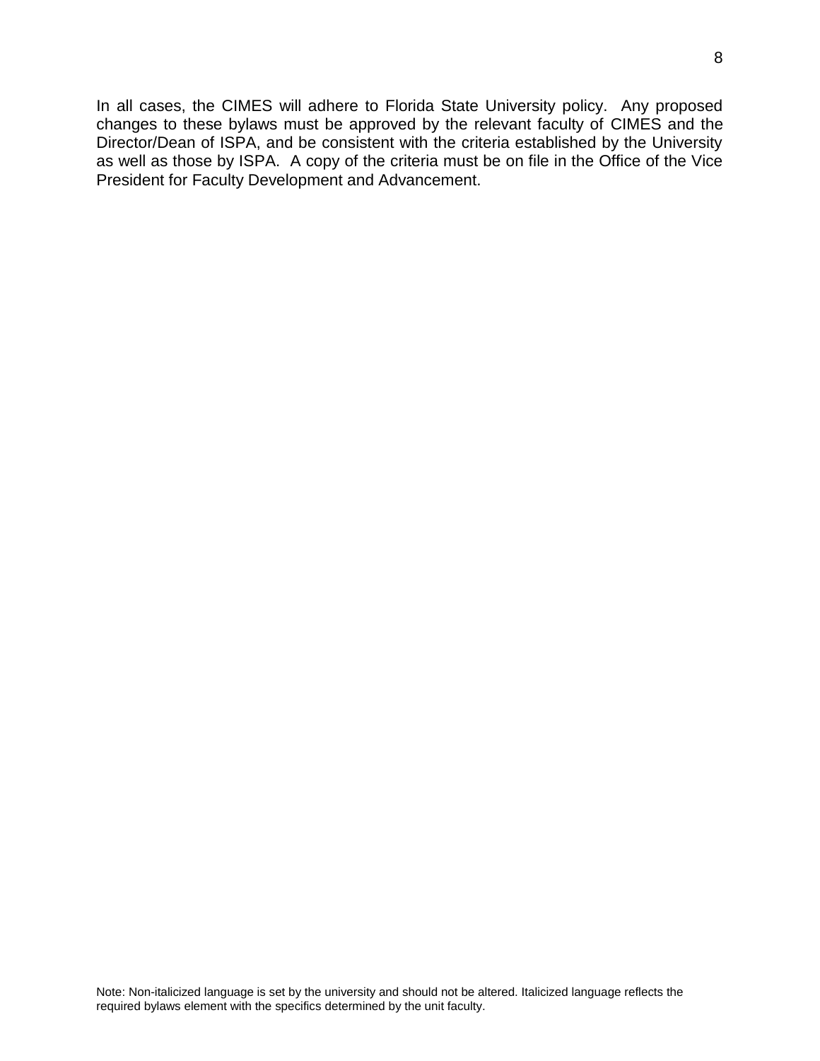In all cases, the CIMES will adhere to Florida State University policy. Any proposed changes to these bylaws must be approved by the relevant faculty of CIMES and the Director/Dean of ISPA, and be consistent with the criteria established by the University as well as those by ISPA. A copy of the criteria must be on file in the Office of the Vice President for Faculty Development and Advancement.

Note: Non-italicized language is set by the university and should not be altered. Italicized language reflects the required bylaws element with the specifics determined by the unit faculty.